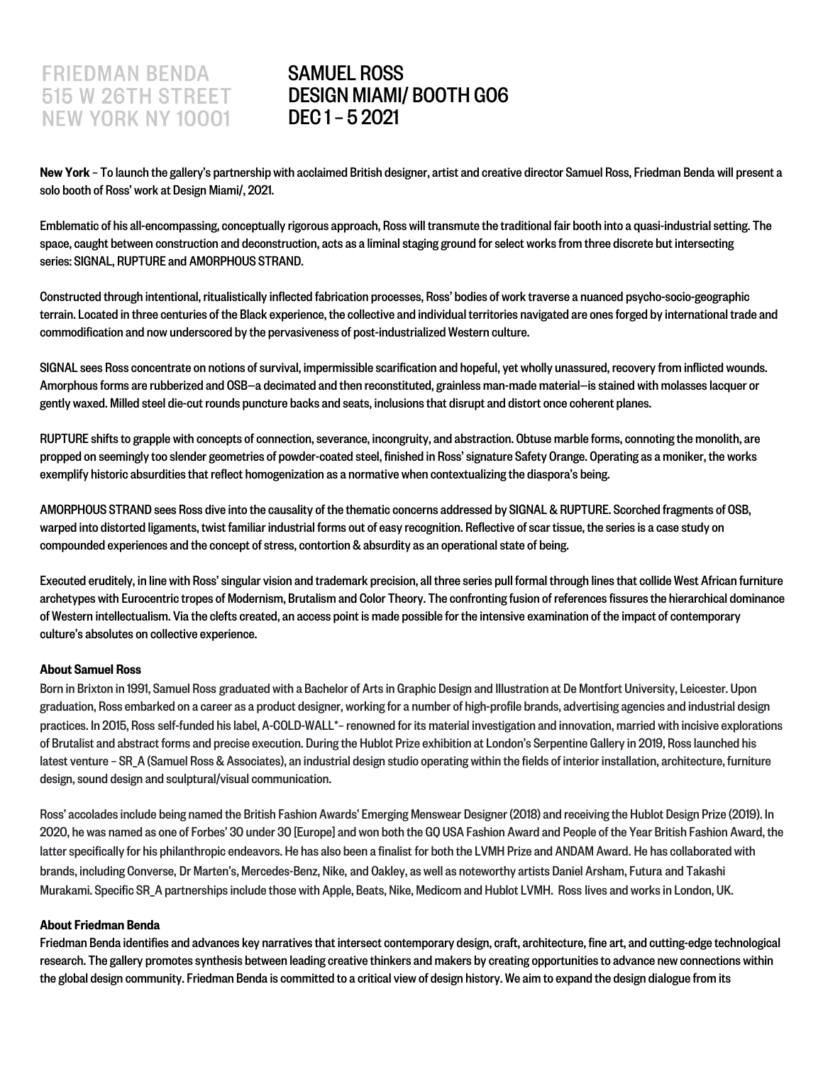FRIEDMAN BENDA
515 W 26TH STREET
NEW YORK NY 10001

# SAMUEL ROSS
# DESIGN MIAMI/ BOOTH G06
# DEC 1 – 5 2021

**New York** – To launch the gallery's partnership with acclaimed British designer, artist and creative director Samuel Ross, Friedman Benda will present a solo booth of Ross' work at Design Miami/, 2021.

Emblematic of his all-encompassing, conceptually rigorous approach, Ross will transmute the traditional fair booth into a quasi-industrial setting. The space, caught between construction and deconstruction, acts as a liminal staging ground for select works from three discrete but intersecting series: SIGNAL, RUPTURE and AMORPHOUS STRAND.

Constructed through intentional, ritualistically inflected fabrication processes, Ross' bodies of work traverse a nuanced psycho-socio-geographic terrain. Located in three centuries of the Black experience, the collective and individual territories navigated are ones forged by international trade and commodification and now underscored by the pervasiveness of post-industrialized Western culture.

SIGNAL sees Ross concentrate on notions of survival, impermissible scarification and hopeful, yet wholly unassured, recovery from inflicted wounds. Amorphous forms are rubberized and OSB—a decimated and then reconstituted, grainless man-made material—is stained with molasses lacquer or gently waxed. Milled steel die-cut rounds puncture backs and seats, inclusions that disrupt and distort once coherent planes.

RUPTURE shifts to grapple with concepts of connection, severance, incongruity, and abstraction. Obtuse marble forms, connoting the monolith, are propped on seemingly too slender geometries of powder-coated steel, finished in Ross' signature Safety Orange. Operating as a moniker, the works exemplify historic absurdities that reflect homogenization as a normative when contextualizing the diaspora's being.

AMORPHOUS STRAND sees Ross dive into the causality of the thematic concerns addressed by SIGNAL & RUPTURE. Scorched fragments of OSB, warped into distorted ligaments, twist familiar industrial forms out of easy recognition. Reflective of scar tissue, the series is a case study on compounded experiences and the concept of stress, contortion & absurdity as an operational state of being.

Executed eruditely, in line with Ross' singular vision and trademark precision, all three series pull formal through lines that collide West African furniture archetypes with Eurocentric tropes of Modernism, Brutalism and Color Theory. The confronting fusion of references fissures the hierarchical dominance of Western intellectualism. Via the clefts created, an access point is made possible for the intensive examination of the impact of contemporary culture's absolutes on collective experience.

**About Samuel Ross**

Born in Brixton in 1991, Samuel Ross graduated with a Bachelor of Arts in Graphic Design and Illustration at De Montfort University, Leicester. Upon graduation, Ross embarked on a career as a product designer, working for a number of high-profile brands, advertising agencies and industrial design practices. In 2015, Ross self-funded his label, A-COLD-WALL*– renowned for its material investigation and innovation, married with incisive explorations of Brutalist and abstract forms and precise execution. During the Hublot Prize exhibition at London's Serpentine Gallery in 2019, Ross launched his latest venture – SR_A (Samuel Ross & Associates), an industrial design studio operating within the fields of interior installation, architecture, furniture design, sound design and sculptural/visual communication.

Ross' accolades include being named the British Fashion Awards' Emerging Menswear Designer (2018) and receiving the Hublot Design Prize (2019). In 2020, he was named as one of Forbes' 30 under 30 [Europe] and won both the GQ USA Fashion Award and People of the Year British Fashion Award, the latter specifically for his philanthropic endeavors. He has also been a finalist for both the LVMH Prize and ANDAM Award. He has collaborated with brands, including Converse, Dr Marten's, Mercedes-Benz, Nike, and Oakley, as well as noteworthy artists Daniel Arsham, Futura and Takashi Murakami. Specific SR_A partnerships include those with Apple, Beats, Nike, Medicom and Hublot LVMH. Ross lives and works in London, UK.

**About Friedman Benda**

Friedman Benda identifies and advances key narratives that intersect contemporary design, craft, architecture, fine art, and cutting-edge technological research. The gallery promotes synthesis between leading creative thinkers and makers by creating opportunities to advance new connections within the global design community. Friedman Benda is committed to a critical view of design history. We aim to expand the design dialogue from its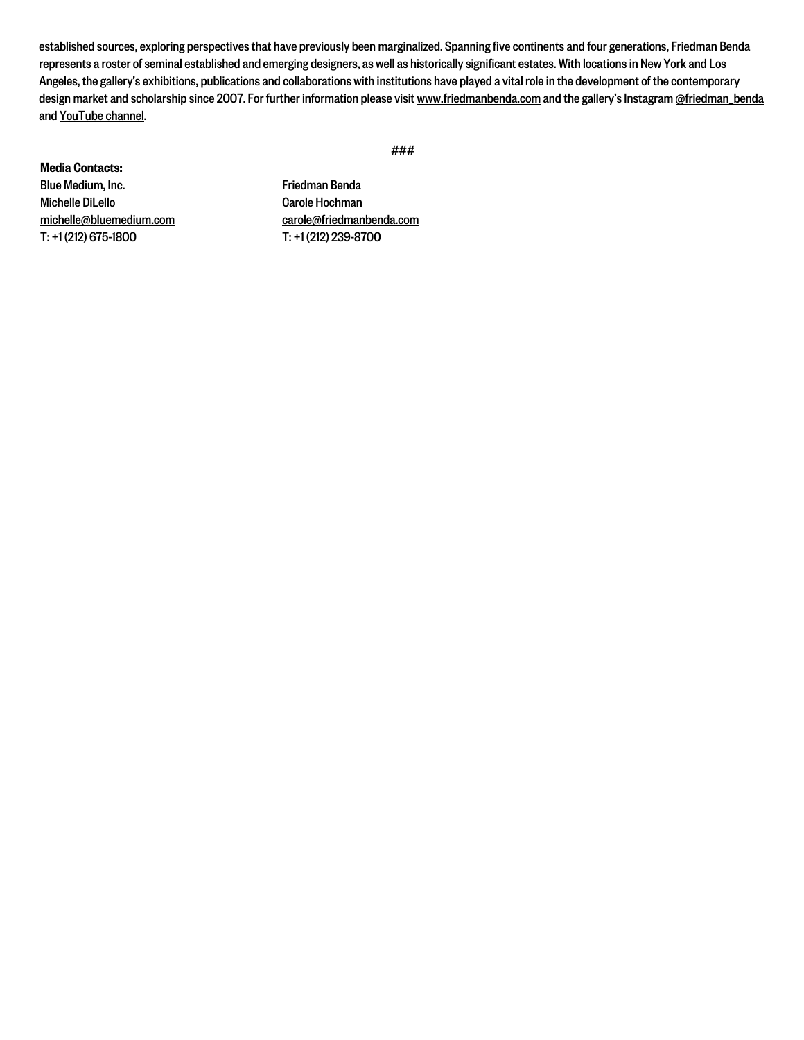established sources, exploring perspectives that have previously been marginalized. Spanning five continents and four generations, Friedman Benda represents a roster of seminal established and emerging designers, as well as historically significant estates. With locations in New York and Los Angeles, the gallery's exhibitions, publications and collaborations with institutions have played a vital role in the development of the contemporary design market and scholarship since 2007. For further information please visit www.friedmanbenda.com and the gallery's Instagram @friedman_benda and YouTube channel.

###

**Media Contacts:**

Blue Medium, Inc.
Michelle DiLello
michelle@bluemedium.com
T: +1 (212) 675-1800

Friedman Benda
Carole Hochman
carole@friedmanbenda.com
T: +1 (212) 239-8700